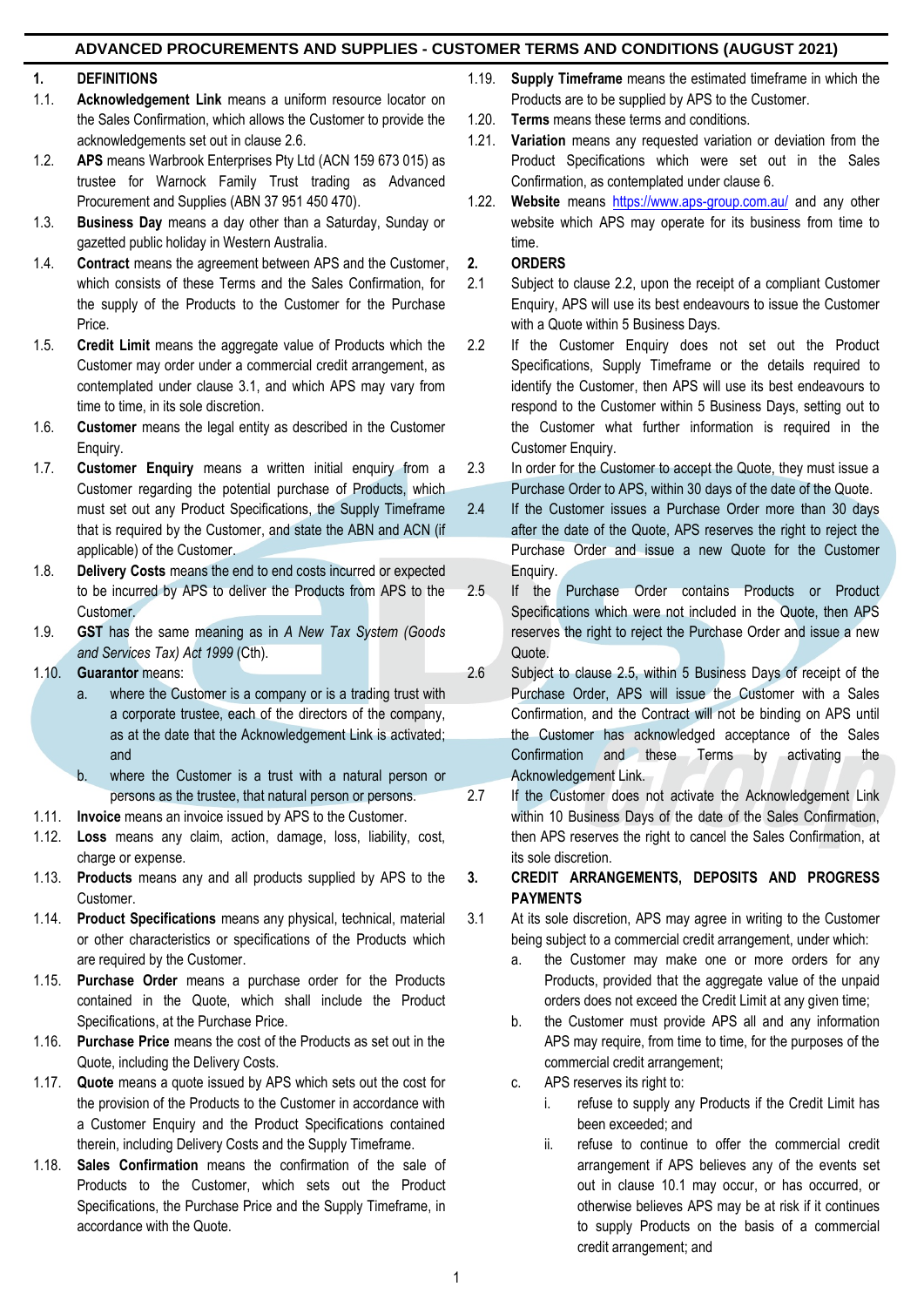# ADVANCED PROCUREMENTS AND SUPPLIES - CUSTOMER TERMS AND CONDITIONS (AUGUST 2021)

## 1. DEFINITIONS

1.1. **Acknowledgement Link** means a uniform resource locator on the Sales Confirmation, which allows the Customer to provide the acknowledgements set out in clause 2.6.

1.2. **APS** means Warbrook Enterprises Pty Ltd (ACN 159 673 015) as trustee for Warnock Family Trust trading as Advanced Procurement and Supplies (ABN 37 951 450 470).

1.3. **Business Day** means a day other than a Saturday, Sunday or gazetted public holiday in Western Australia.

1.4. **Contract** means the agreement between APS and the Customer, which consists of these Terms and the Sales Confirmation, for the supply of the Products to the Customer for the Purchase Price.

1.5. **Credit Limit** means the aggregate value of Products which the Customer may order under a commercial credit arrangement, as contemplated under clause 3.1, and which APS may vary from time to time, in its sole discretion.

1.6. **Customer** means the legal entity as described in the Customer Enquiry.

1.7. **Customer Enquiry** means a written initial enquiry from a Customer regarding the potential purchase of Products, which must set out any Product Specifications, the Supply Timeframe that is required by the Customer, and state the ABN and ACN (if applicable) of the Customer.

1.8. **Delivery Costs** means the end to end costs incurred or expected to be incurred by APS to deliver the Products from APS to the Customer.

1.9. **GST** has the same meaning as in *A New Tax System (Goods and Services Tax) Act 1999* (Cth).

1.10. **Guarantor** means:

a. where the Customer is a company or is a trading trust with a corporate trustee, each of the directors of the company, as at the date that the Acknowledgement Link is activated; and

b. where the Customer is a trust with a natural person or persons as the trustee, that natural person or persons.

1.11. **Invoice** means an invoice issued by APS to the Customer.

1.12. **Loss** means any claim, action, damage, loss, liability, cost, charge or expense.

1.13. **Products** means any and all products supplied by APS to the Customer.

1.14. **Product Specifications** means any physical, technical, material or other characteristics or specifications of the Products which are required by the Customer.

1.15. **Purchase Order** means a purchase order for the Products contained in the Quote, which shall include the Product Specifications, at the Purchase Price.

1.16. **Purchase Price** means the cost of the Products as set out in the Quote, including the Delivery Costs.

1.17. **Quote** means a quote issued by APS which sets out the cost for the provision of the Products to the Customer in accordance with a Customer Enquiry and the Product Specifications contained therein, including Delivery Costs and the Supply Timeframe.

1.18. **Sales Confirmation** means the confirmation of the sale of Products to the Customer, which sets out the Product Specifications, the Purchase Price and the Supply Timeframe, in accordance with the Quote.

1.19. **Supply Timeframe** means the estimated timeframe in which the Products are to be supplied by APS to the Customer.

1.20. **Terms** means these terms and conditions.

1.21. **Variation** means any requested variation or deviation from the Product Specifications which were set out in the Sales Confirmation, as contemplated under clause 6.

1.22. **Website** means https://www.aps-group.com.au/ and any other website which APS may operate for its business from time to time.

## 2. ORDERS

2.1 Subject to clause 2.2, upon the receipt of a compliant Customer Enquiry, APS will use its best endeavours to issue the Customer with a Quote within 5 Business Days.

2.2 If the Customer Enquiry does not set out the Product Specifications, Supply Timeframe or the details required to identify the Customer, then APS will use its best endeavours to respond to the Customer within 5 Business Days, setting out to the Customer what further information is required in the Customer Enquiry.

2.3 In order for the Customer to accept the Quote, they must issue a Purchase Order to APS, within 30 days of the date of the Quote.

2.4 If the Customer issues a Purchase Order more than 30 days after the date of the Quote, APS reserves the right to reject the Purchase Order and issue a new Quote for the Customer Enquiry.

2.5 If the Purchase Order contains Products or Product Specifications which were not included in the Quote, then APS reserves the right to reject the Purchase Order and issue a new Quote.

2.6 Subject to clause 2.5, within 5 Business Days of receipt of the Purchase Order, APS will issue the Customer with a Sales Confirmation, and the Contract will not be binding on APS until the Customer has acknowledged acceptance of the Sales Confirmation and these Terms by activating the Acknowledgement Link.

2.7 If the Customer does not activate the Acknowledgement Link within 10 Business Days of the date of the Sales Confirmation, then APS reserves the right to cancel the Sales Confirmation, at its sole discretion.

## 3. CREDIT ARRANGEMENTS, DEPOSITS AND PROGRESS PAYMENTS

3.1 At its sole discretion, APS may agree in writing to the Customer being subject to a commercial credit arrangement, under which:

a. the Customer may make one or more orders for any Products, provided that the aggregate value of the unpaid orders does not exceed the Credit Limit at any given time;

b. the Customer must provide APS all and any information APS may require, from time to time, for the purposes of the commercial credit arrangement;

c. APS reserves its right to:

i. refuse to supply any Products if the Credit Limit has been exceeded; and

ii. refuse to continue to offer the commercial credit arrangement if APS believes any of the events set out in clause 10.1 may occur, or has occurred, or otherwise believes APS may be at risk if it continues to supply Products on the basis of a commercial credit arrangement; and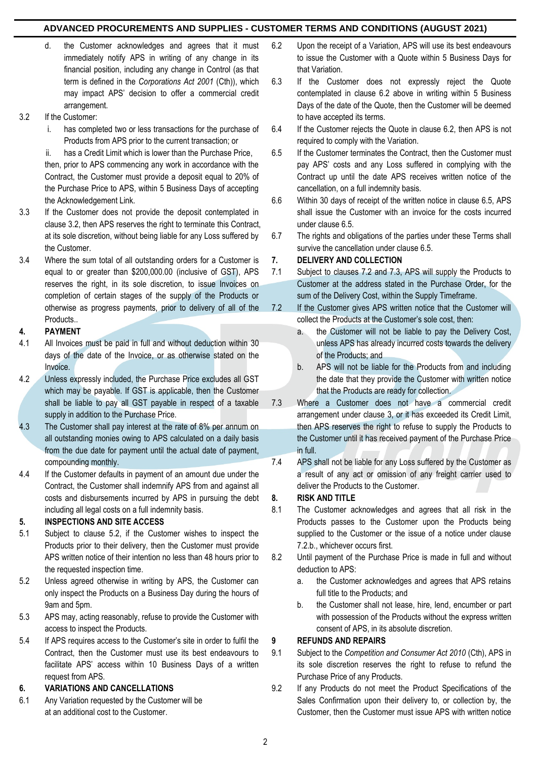d. the Customer acknowledges and agrees that it must immediately notify APS in writing of any change in its financial position, including any change in Control (as that term is defined in the *Corporations Act 2001* (Cth)), which may impact APS' decision to offer a commercial credit arrangement.

3.2 If the Customer:

i. has completed two or less transactions for the purchase of Products from APS prior to the current transaction; or

ii. has a Credit Limit which is lower than the Purchase Price,

then, prior to APS commencing any work in accordance with the Contract, the Customer must provide a deposit equal to 20% of the Purchase Price to APS, within 5 Business Days of accepting the Acknowledgement Link.

3.3 If the Customer does not provide the deposit contemplated in clause 3.2, then APS reserves the right to terminate this Contract, at its sole discretion, without being liable for any Loss suffered by the Customer.

3.4 Where the sum total of all outstanding orders for a Customer is equal to or greater than $200,000.00 (inclusive of GST), APS reserves the right, in its sole discretion, to issue Invoices on completion of certain stages of the supply of the Products or otherwise as progress payments, prior to delivery of all of the Products..

## 4. PAYMENT

4.1 All Invoices must be paid in full and without deduction within 30 days of the date of the Invoice, or as otherwise stated on the Invoice.

4.2 Unless expressly included, the Purchase Price excludes all GST which may be payable. If GST is applicable, then the Customer shall be liable to pay all GST payable in respect of a taxable supply in addition to the Purchase Price.

4.3 The Customer shall pay interest at the rate of 8% per annum on all outstanding monies owing to APS calculated on a daily basis from the due date for payment until the actual date of payment, compounding monthly.

4.4 If the Customer defaults in payment of an amount due under the Contract, the Customer shall indemnify APS from and against all costs and disbursements incurred by APS in pursuing the debt including all legal costs on a full indemnity basis.

## 5. INSPECTIONS AND SITE ACCESS

5.1 Subject to clause 5.2, if the Customer wishes to inspect the Products prior to their delivery, then the Customer must provide APS written notice of their intention no less than 48 hours prior to the requested inspection time.

5.2 Unless agreed otherwise in writing by APS, the Customer can only inspect the Products on a Business Day during the hours of 9am and 5pm.

5.3 APS may, acting reasonably, refuse to provide the Customer with access to inspect the Products.

5.4 If APS requires access to the Customer's site in order to fulfil the Contract, then the Customer must use its best endeavours to facilitate APS' access within 10 Business Days of a written request from APS.

## 6. VARIATIONS AND CANCELLATIONS

6.1 Any Variation requested by the Customer will be at an additional cost to the Customer.

6.2 Upon the receipt of a Variation, APS will use its best endeavours to issue the Customer with a Quote within 5 Business Days for that Variation.

6.3 If the Customer does not expressly reject the Quote contemplated in clause 6.2 above in writing within 5 Business Days of the date of the Quote, then the Customer will be deemed to have accepted its terms.

6.4 If the Customer rejects the Quote in clause 6.2, then APS is not required to comply with the Variation.

6.5 If the Customer terminates the Contract, then the Customer must pay APS' costs and any Loss suffered in complying with the Contract up until the date APS receives written notice of the cancellation, on a full indemnity basis.

6.6 Within 30 days of receipt of the written notice in clause 6.5, APS shall issue the Customer with an invoice for the costs incurred under clause 6.5.

6.7 The rights and obligations of the parties under these Terms shall survive the cancellation under clause 6.5.

## 7. DELIVERY AND COLLECTION

7.1 Subject to clauses 7.2 and 7.3, APS will supply the Products to Customer at the address stated in the Purchase Order, for the sum of the Delivery Cost, within the Supply Timeframe.

7.2 If the Customer gives APS written notice that the Customer will collect the Products at the Customer's sole cost, then:

a. the Customer will not be liable to pay the Delivery Cost, unless APS has already incurred costs towards the delivery of the Products; and

b. APS will not be liable for the Products from and including the date that they provide the Customer with written notice that the Products are ready for collection.

7.3 Where a Customer does not have a commercial credit arrangement under clause 3, or it has exceeded its Credit Limit, then APS reserves the right to refuse to supply the Products to the Customer until it has received payment of the Purchase Price in full.

7.4 APS shall not be liable for any Loss suffered by the Customer as a result of any act or omission of any freight carrier used to deliver the Products to the Customer.

## 8. RISK AND TITLE

8.1 The Customer acknowledges and agrees that all risk in the Products passes to the Customer upon the Products being supplied to the Customer or the issue of a notice under clause 7.2.b., whichever occurs first.

8.2 Until payment of the Purchase Price is made in full and without deduction to APS:

a. the Customer acknowledges and agrees that APS retains full title to the Products; and

b. the Customer shall not lease, hire, lend, encumber or part with possession of the Products without the express written consent of APS, in its absolute discretion.

## 9 REFUNDS AND REPAIRS

9.1 Subject to the *Competition and Consumer Act 2010* (Cth), APS in its sole discretion reserves the right to refuse to refund the Purchase Price of any Products.

9.2 If any Products do not meet the Product Specifications of the Sales Confirmation upon their delivery to, or collection by, the Customer, then the Customer must issue APS with written notice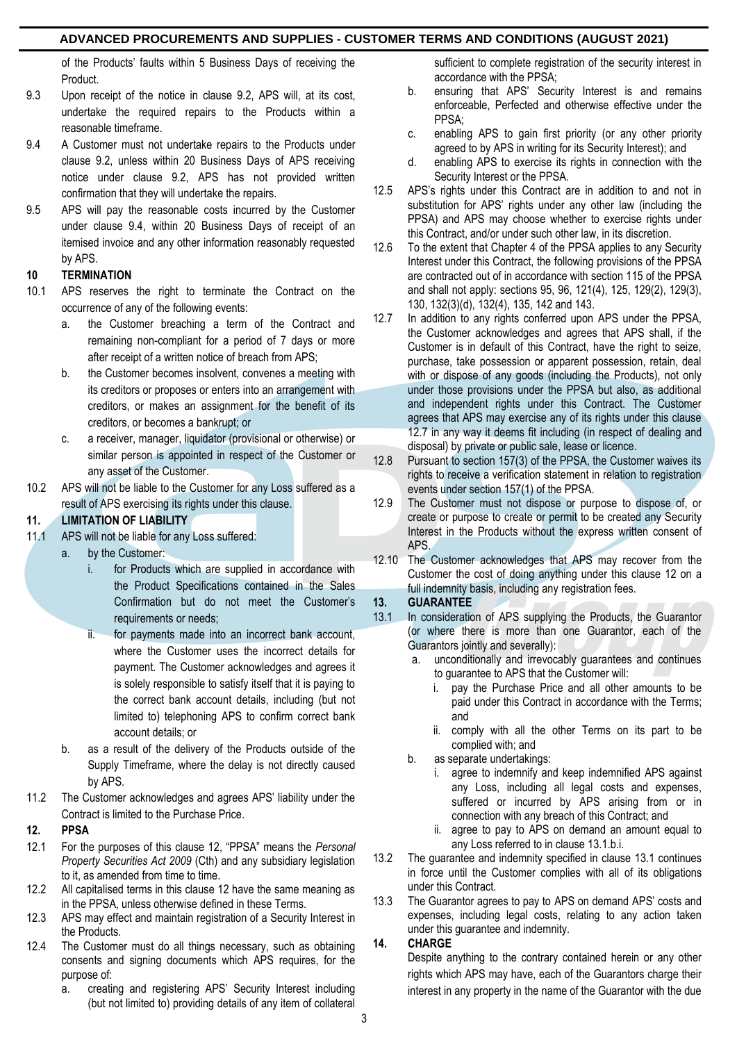of the Products' faults within 5 Business Days of receiving the Product.

9.3 Upon receipt of the notice in clause 9.2, APS will, at its cost, undertake the required repairs to the Products within a reasonable timeframe.

9.4 A Customer must not undertake repairs to the Products under clause 9.2, unless within 20 Business Days of APS receiving notice under clause 9.2, APS has not provided written confirmation that they will undertake the repairs.

9.5 APS will pay the reasonable costs incurred by the Customer under clause 9.4, within 20 Business Days of receipt of an itemised invoice and any other information reasonably requested by APS.

## 10 TERMINATION

10.1 APS reserves the right to terminate the Contract on the occurrence of any of the following events:

a. the Customer breaching a term of the Contract and remaining non-compliant for a period of 7 days or more after receipt of a written notice of breach from APS;

b. the Customer becomes insolvent, convenes a meeting with its creditors or proposes or enters into an arrangement with creditors, or makes an assignment for the benefit of its creditors, or becomes a bankrupt; or

c. a receiver, manager, liquidator (provisional or otherwise) or similar person is appointed in respect of the Customer or any asset of the Customer.

10.2 APS will not be liable to the Customer for any Loss suffered as a result of APS exercising its rights under this clause.

## 11. LIMITATION OF LIABILITY

11.1 APS will not be liable for any Loss suffered:

a. by the Customer:

i. for Products which are supplied in accordance with the Product Specifications contained in the Sales Confirmation but do not meet the Customer's requirements or needs;

ii. for payments made into an incorrect bank account, where the Customer uses the incorrect details for payment. The Customer acknowledges and agrees it is solely responsible to satisfy itself that it is paying to the correct bank account details, including (but not limited to) telephoning APS to confirm correct bank account details; or

b. as a result of the delivery of the Products outside of the Supply Timeframe, where the delay is not directly caused by APS.

11.2 The Customer acknowledges and agrees APS' liability under the Contract is limited to the Purchase Price.

## 12. PPSA

12.1 For the purposes of this clause 12, "PPSA" means the *Personal Property Securities Act 2009* (Cth) and any subsidiary legislation to it, as amended from time to time.

12.2 All capitalised terms in this clause 12 have the same meaning as in the PPSA, unless otherwise defined in these Terms.

12.3 APS may effect and maintain registration of a Security Interest in the Products.

12.4 The Customer must do all things necessary, such as obtaining consents and signing documents which APS requires, for the purpose of:

a. creating and registering APS' Security Interest including (but not limited to) providing details of any item of collateral sufficient to complete registration of the security interest in accordance with the PPSA;

b. ensuring that APS' Security Interest is and remains enforceable, Perfected and otherwise effective under the PPSA;

c. enabling APS to gain first priority (or any other priority agreed to by APS in writing for its Security Interest); and

d. enabling APS to exercise its rights in connection with the Security Interest or the PPSA.

12.5 APS's rights under this Contract are in addition to and not in substitution for APS' rights under any other law (including the PPSA) and APS may choose whether to exercise rights under this Contract, and/or under such other law, in its discretion.

12.6 To the extent that Chapter 4 of the PPSA applies to any Security Interest under this Contract, the following provisions of the PPSA are contracted out of in accordance with section 115 of the PPSA and shall not apply: sections 95, 96, 121(4), 125, 129(2), 129(3), 130, 132(3)(d), 132(4), 135, 142 and 143.

12.7 In addition to any rights conferred upon APS under the PPSA, the Customer acknowledges and agrees that APS shall, if the Customer is in default of this Contract, have the right to seize, purchase, take possession or apparent possession, retain, deal with or dispose of any goods (including the Products), not only under those provisions under the PPSA but also, as additional and independent rights under this Contract. The Customer agrees that APS may exercise any of its rights under this clause 12.7 in any way it deems fit including (in respect of dealing and disposal) by private or public sale, lease or licence.

12.8 Pursuant to section 157(3) of the PPSA, the Customer waives its rights to receive a verification statement in relation to registration events under section 157(1) of the PPSA.

12.9 The Customer must not dispose or purpose to dispose of, or create or purpose to create or permit to be created any Security Interest in the Products without the express written consent of APS.

12.10 The Customer acknowledges that APS may recover from the Customer the cost of doing anything under this clause 12 on a full indemnity basis, including any registration fees.

## 13. GUARANTEE

13.1 In consideration of APS supplying the Products, the Guarantor (or where there is more than one Guarantor, each of the Guarantors jointly and severally):

a. unconditionally and irrevocably guarantees and continues to guarantee to APS that the Customer will:

i. pay the Purchase Price and all other amounts to be paid under this Contract in accordance with the Terms; and

ii. comply with all the other Terms on its part to be complied with; and

b. as separate undertakings:

i. agree to indemnify and keep indemnified APS against any Loss, including all legal costs and expenses, suffered or incurred by APS arising from or in connection with any breach of this Contract; and

ii. agree to pay to APS on demand an amount equal to any Loss referred to in clause 13.1.b.i.

13.2 The guarantee and indemnity specified in clause 13.1 continues in force until the Customer complies with all of its obligations under this Contract.

13.3 The Guarantor agrees to pay to APS on demand APS' costs and expenses, including legal costs, relating to any action taken under this guarantee and indemnity.

## 14. CHARGE

Despite anything to the contrary contained herein or any other rights which APS may have, each of the Guarantors charge their interest in any property in the name of the Guarantor with the due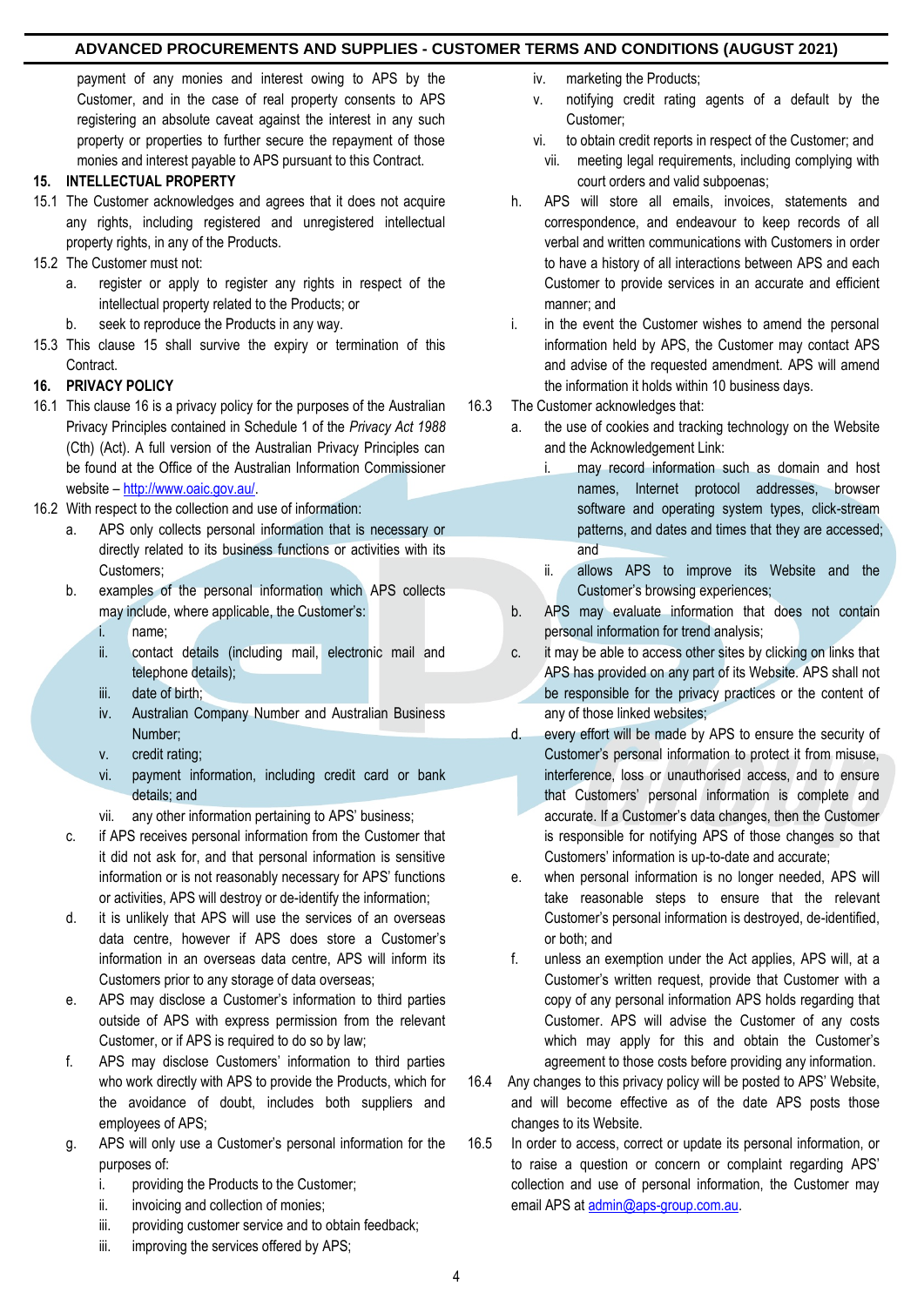payment of any monies and interest owing to APS by the Customer, and in the case of real property consents to APS registering an absolute caveat against the interest in any such property or properties to further secure the repayment of those monies and interest payable to APS pursuant to this Contract.

**15. INTELLECTUAL PROPERTY**

15.1 The Customer acknowledges and agrees that it does not acquire any rights, including registered and unregistered intellectual property rights, in any of the Products.

15.2 The Customer must not:

a. register or apply to register any rights in respect of the intellectual property related to the Products; or

b. seek to reproduce the Products in any way.

15.3 This clause 15 shall survive the expiry or termination of this Contract.

**16. PRIVACY POLICY**

16.1 This clause 16 is a privacy policy for the purposes of the Australian Privacy Principles contained in Schedule 1 of the *Privacy Act 1988* (Cth) (Act). A full version of the Australian Privacy Principles can be found at the Office of the Australian Information Commissioner website – http://www.oaic.gov.au/.

16.2 With respect to the collection and use of information:

a. APS only collects personal information that is necessary or directly related to its business functions or activities with its Customers;

b. examples of the personal information which APS collects may include, where applicable, the Customer's:

   i. name;

   ii. contact details (including mail, electronic mail and telephone details);

   iii. date of birth;

   iv. Australian Company Number and Australian Business Number;

   v. credit rating;

   vi. payment information, including credit card or bank details; and

   vii. any other information pertaining to APS' business;

c. if APS receives personal information from the Customer that it did not ask for, and that personal information is sensitive information or is not reasonably necessary for APS' functions or activities, APS will destroy or de-identify the information;

d. it is unlikely that APS will use the services of an overseas data centre, however if APS does store a Customer's information in an overseas data centre, APS will inform its Customers prior to any storage of data overseas;

e. APS may disclose a Customer's information to third parties outside of APS with express permission from the relevant Customer, or if APS is required to do so by law;

f. APS may disclose Customers' information to third parties who work directly with APS to provide the Products, which for the avoidance of doubt, includes both suppliers and employees of APS;

g. APS will only use a Customer's personal information for the purposes of:

   i. providing the Products to the Customer;

   ii. invoicing and collection of monies;

   iii. providing customer service and to obtain feedback;

   iii. improving the services offered by APS;

   iv. marketing the Products;

   v. notifying credit rating agents of a default by the Customer;

   vi. to obtain credit reports in respect of the Customer; and

   vii. meeting legal requirements, including complying with court orders and valid subpoenas;

h. APS will store all emails, invoices, statements and correspondence, and endeavour to keep records of all verbal and written communications with Customers in order to have a history of all interactions between APS and each Customer to provide services in an accurate and efficient manner; and

i. in the event the Customer wishes to amend the personal information held by APS, the Customer may contact APS and advise of the requested amendment. APS will amend the information it holds within 10 business days.

16.3 The Customer acknowledges that:

a. the use of cookies and tracking technology on the Website and the Acknowledgement Link:

   i. may record information such as domain and host names, Internet protocol addresses, browser software and operating system types, click-stream patterns, and dates and times that they are accessed; and

   ii. allows APS to improve its Website and the Customer's browsing experiences;

b. APS may evaluate information that does not contain personal information for trend analysis;

c. it may be able to access other sites by clicking on links that APS has provided on any part of its Website. APS shall not be responsible for the privacy practices or the content of any of those linked websites;

d. every effort will be made by APS to ensure the security of Customer's personal information to protect it from misuse, interference, loss or unauthorised access, and to ensure that Customers' personal information is complete and accurate. If a Customer's data changes, then the Customer is responsible for notifying APS of those changes so that Customers' information is up-to-date and accurate;

e. when personal information is no longer needed, APS will take reasonable steps to ensure that the relevant Customer's personal information is destroyed, de-identified, or both; and

f. unless an exemption under the Act applies, APS will, at a Customer's written request, provide that Customer with a copy of any personal information APS holds regarding that Customer. APS will advise the Customer of any costs which may apply for this and obtain the Customer's agreement to those costs before providing any information.

16.4 Any changes to this privacy policy will be posted to APS' Website, and will become effective as of the date APS posts those changes to its Website.

16.5 In order to access, correct or update its personal information, or to raise a question or concern or complaint regarding APS' collection and use of personal information, the Customer may email APS at admin@aps-group.com.au.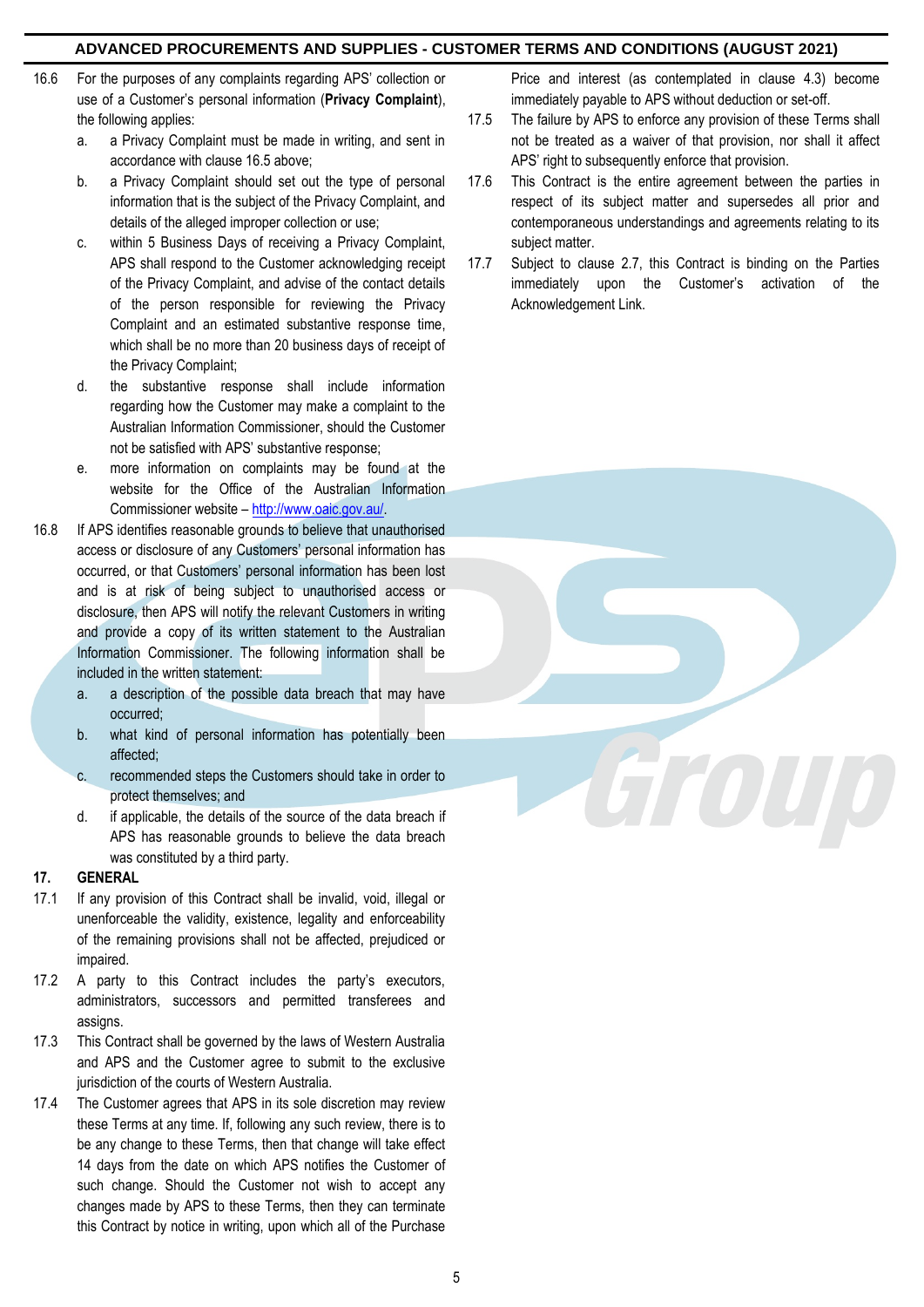16.6 For the purposes of any complaints regarding APS' collection or use of a Customer's personal information (**Privacy Complaint**), the following applies:

a. a Privacy Complaint must be made in writing, and sent in accordance with clause 16.5 above;

b. a Privacy Complaint should set out the type of personal information that is the subject of the Privacy Complaint, and details of the alleged improper collection or use;

c. within 5 Business Days of receiving a Privacy Complaint, APS shall respond to the Customer acknowledging receipt of the Privacy Complaint, and advise of the contact details of the person responsible for reviewing the Privacy Complaint and an estimated substantive response time, which shall be no more than 20 business days of receipt of the Privacy Complaint;

d. the substantive response shall include information regarding how the Customer may make a complaint to the Australian Information Commissioner, should the Customer not be satisfied with APS' substantive response;

e. more information on complaints may be found at the website for the Office of the Australian Information Commissioner website – http://www.oaic.gov.au/.

16.8 If APS identifies reasonable grounds to believe that unauthorised access or disclosure of any Customers' personal information has occurred, or that Customers' personal information has been lost and is at risk of being subject to unauthorised access or disclosure, then APS will notify the relevant Customers in writing and provide a copy of its written statement to the Australian Information Commissioner. The following information shall be included in the written statement:

a. a description of the possible data breach that may have occurred;

b. what kind of personal information has potentially been affected;

c. recommended steps the Customers should take in order to protect themselves; and

d. if applicable, the details of the source of the data breach if APS has reasonable grounds to believe the data breach was constituted by a third party.

## 17. GENERAL

17.1 If any provision of this Contract shall be invalid, void, illegal or unenforceable the validity, existence, legality and enforceability of the remaining provisions shall not be affected, prejudiced or impaired.

17.2 A party to this Contract includes the party's executors, administrators, successors and permitted transferees and assigns.

17.3 This Contract shall be governed by the laws of Western Australia and APS and the Customer agree to submit to the exclusive jurisdiction of the courts of Western Australia.

17.4 The Customer agrees that APS in its sole discretion may review these Terms at any time. If, following any such review, there is to be any change to these Terms, then that change will take effect 14 days from the date on which APS notifies the Customer of such change. Should the Customer not wish to accept any changes made by APS to these Terms, then they can terminate this Contract by notice in writing, upon which all of the Purchase Price and interest (as contemplated in clause 4.3) become immediately payable to APS without deduction or set-off.

17.5 The failure by APS to enforce any provision of these Terms shall not be treated as a waiver of that provision, nor shall it affect APS' right to subsequently enforce that provision.

17.6 This Contract is the entire agreement between the parties in respect of its subject matter and supersedes all prior and contemporaneous understandings and agreements relating to its subject matter.

17.7 Subject to clause 2.7, this Contract is binding on the Parties immediately upon the Customer's activation of the Acknowledgement Link.